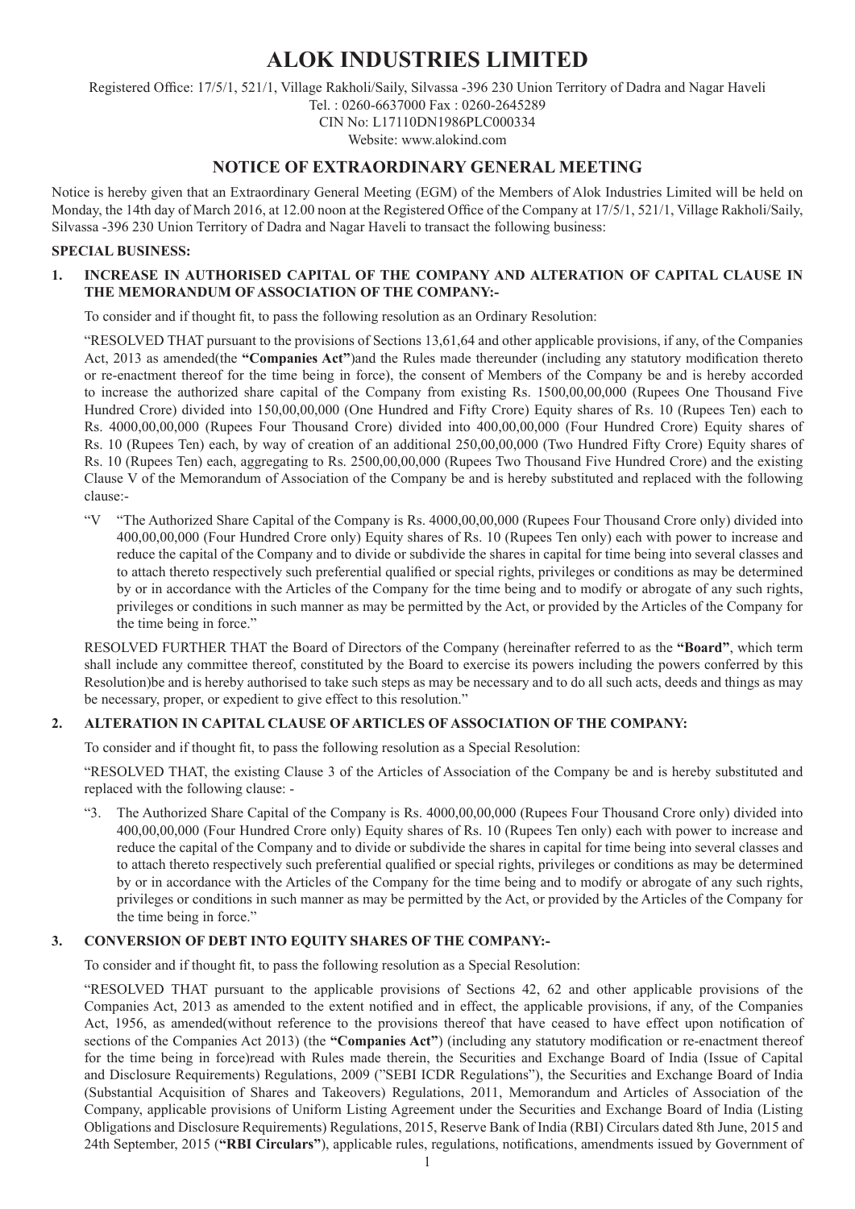# ALOK INDUSTRIES LIMITED

Registered Office: 17/5/1, 521/1, Village Rakholi/Saily, Silvassa -396 230 Union Territory of Dadra and Nagar Haveli
Tel. : 0260-6637000 Fax : 0260-2645289
CIN No: L17110DN1986PLC000334
Website: www.alokind.com

## NOTICE OF EXTRAORDINARY GENERAL MEETING

Notice is hereby given that an Extraordinary General Meeting (EGM) of the Members of Alok Industries Limited will be held on Monday, the 14th day of March 2016, at 12.00 noon at the Registered Office of the Company at 17/5/1, 521/1, Village Rakholi/Saily, Silvassa -396 230 Union Territory of Dadra and Nagar Haveli to transact the following business:

**SPECIAL BUSINESS:**

**1. INCREASE IN AUTHORISED CAPITAL OF THE COMPANY AND ALTERATION OF CAPITAL CLAUSE IN THE MEMORANDUM OF ASSOCIATION OF THE COMPANY:-**

To consider and if thought fit, to pass the following resolution as an Ordinary Resolution:

"RESOLVED THAT pursuant to the provisions of Sections 13,61,64 and other applicable provisions, if any, of the Companies Act, 2013 as amended(the **"Companies Act"**)and the Rules made thereunder (including any statutory modification thereto or re-enactment thereof for the time being in force), the consent of Members of the Company be and is hereby accorded to increase the authorized share capital of the Company from existing Rs. 1500,00,00,000 (Rupees One Thousand Five Hundred Crore) divided into 150,00,00,000 (One Hundred and Fifty Crore) Equity shares of Rs. 10 (Rupees Ten) each to Rs. 4000,00,00,000 (Rupees Four Thousand Crore) divided into 400,00,00,000 (Four Hundred Crore) Equity shares of Rs. 10 (Rupees Ten) each, by way of creation of an additional 250,00,00,000 (Two Hundred Fifty Crore) Equity shares of Rs. 10 (Rupees Ten) each, aggregating to Rs. 2500,00,00,000 (Rupees Two Thousand Five Hundred Crore) and the existing Clause V of the Memorandum of Association of the Company be and is hereby substituted and replaced with the following clause:-

"V "The Authorized Share Capital of the Company is Rs. 4000,00,00,000 (Rupees Four Thousand Crore only) divided into 400,00,00,000 (Four Hundred Crore only) Equity shares of Rs. 10 (Rupees Ten only) each with power to increase and reduce the capital of the Company and to divide or subdivide the shares in capital for time being into several classes and to attach thereto respectively such preferential qualified or special rights, privileges or conditions as may be determined by or in accordance with the Articles of the Company for the time being and to modify or abrogate of any such rights, privileges or conditions in such manner as may be permitted by the Act, or provided by the Articles of the Company for the time being in force."

RESOLVED FURTHER THAT the Board of Directors of the Company (hereinafter referred to as the **"Board"**, which term shall include any committee thereof, constituted by the Board to exercise its powers including the powers conferred by this Resolution)be and is hereby authorised to take such steps as may be necessary and to do all such acts, deeds and things as may be necessary, proper, or expedient to give effect to this resolution."

**2. ALTERATION IN CAPITAL CLAUSE OF ARTICLES OF ASSOCIATION OF THE COMPANY:**

To consider and if thought fit, to pass the following resolution as a Special Resolution:

"RESOLVED THAT, the existing Clause 3 of the Articles of Association of the Company be and is hereby substituted and replaced with the following clause: -

"3. The Authorized Share Capital of the Company is Rs. 4000,00,00,000 (Rupees Four Thousand Crore only) divided into 400,00,00,000 (Four Hundred Crore only) Equity shares of Rs. 10 (Rupees Ten only) each with power to increase and reduce the capital of the Company and to divide or subdivide the shares in capital for time being into several classes and to attach thereto respectively such preferential qualified or special rights, privileges or conditions as may be determined by or in accordance with the Articles of the Company for the time being and to modify or abrogate of any such rights, privileges or conditions in such manner as may be permitted by the Act, or provided by the Articles of the Company for the time being in force."

**3. CONVERSION OF DEBT INTO EQUITY SHARES OF THE COMPANY:-**

To consider and if thought fit, to pass the following resolution as a Special Resolution:

"RESOLVED THAT pursuant to the applicable provisions of Sections 42, 62 and other applicable provisions of the Companies Act, 2013 as amended to the extent notified and in effect, the applicable provisions, if any, of the Companies Act, 1956, as amended(without reference to the provisions thereof that have ceased to have effect upon notification of sections of the Companies Act 2013) (the **"Companies Act"**) (including any statutory modification or re-enactment thereof for the time being in force)read with Rules made therein, the Securities and Exchange Board of India (Issue of Capital and Disclosure Requirements) Regulations, 2009 ("SEBI ICDR Regulations"), the Securities and Exchange Board of India (Substantial Acquisition of Shares and Takeovers) Regulations, 2011, Memorandum and Articles of Association of the Company, applicable provisions of Uniform Listing Agreement under the Securities and Exchange Board of India (Listing Obligations and Disclosure Requirements) Regulations, 2015, Reserve Bank of India (RBI) Circulars dated 8th June, 2015 and 24th September, 2015 (**"RBI Circulars"**), applicable rules, regulations, notifications, amendments issued by Government of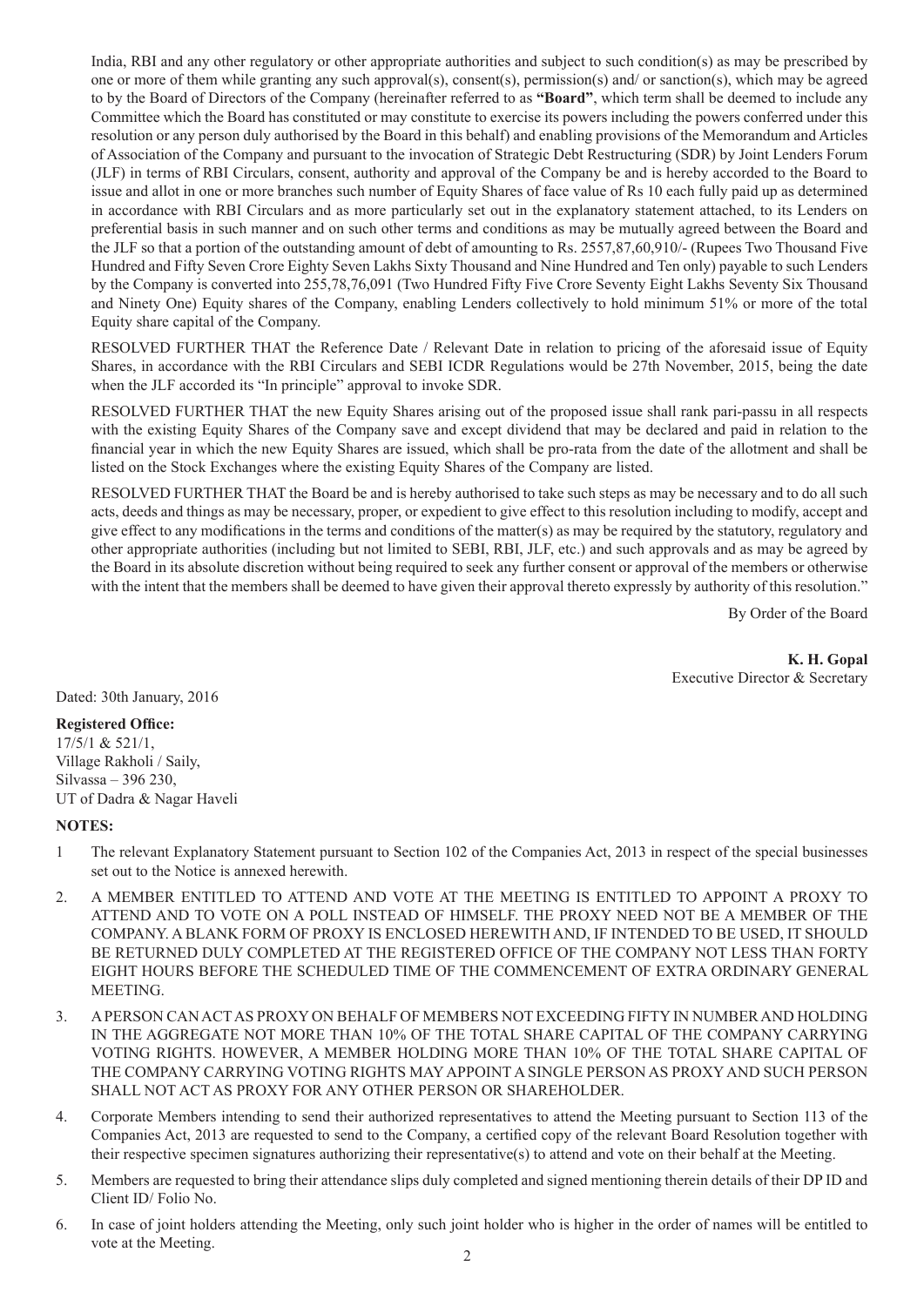India, RBI and any other regulatory or other appropriate authorities and subject to such condition(s) as may be prescribed by one or more of them while granting any such approval(s), consent(s), permission(s) and/ or sanction(s), which may be agreed to by the Board of Directors of the Company (hereinafter referred to as **"Board"**, which term shall be deemed to include any Committee which the Board has constituted or may constitute to exercise its powers including the powers conferred under this resolution or any person duly authorised by the Board in this behalf) and enabling provisions of the Memorandum and Articles of Association of the Company and pursuant to the invocation of Strategic Debt Restructuring (SDR) by Joint Lenders Forum (JLF) in terms of RBI Circulars, consent, authority and approval of the Company be and is hereby accorded to the Board to issue and allot in one or more branches such number of Equity Shares of face value of Rs 10 each fully paid up as determined in accordance with RBI Circulars and as more particularly set out in the explanatory statement attached, to its Lenders on preferential basis in such manner and on such other terms and conditions as may be mutually agreed between the Board and the JLF so that a portion of the outstanding amount of debt of amounting to Rs. 2557,87,60,910/- (Rupees Two Thousand Five Hundred and Fifty Seven Crore Eighty Seven Lakhs Sixty Thousand and Nine Hundred and Ten only) payable to such Lenders by the Company is converted into 255,78,76,091 (Two Hundred Fifty Five Crore Seventy Eight Lakhs Seventy Six Thousand and Ninety One) Equity shares of the Company, enabling Lenders collectively to hold minimum 51% or more of the total Equity share capital of the Company.

RESOLVED FURTHER THAT the Reference Date / Relevant Date in relation to pricing of the aforesaid issue of Equity Shares, in accordance with the RBI Circulars and SEBI ICDR Regulations would be 27th November, 2015, being the date when the JLF accorded its "In principle" approval to invoke SDR.

RESOLVED FURTHER THAT the new Equity Shares arising out of the proposed issue shall rank pari-passu in all respects with the existing Equity Shares of the Company save and except dividend that may be declared and paid in relation to the financial year in which the new Equity Shares are issued, which shall be pro-rata from the date of the allotment and shall be listed on the Stock Exchanges where the existing Equity Shares of the Company are listed.

RESOLVED FURTHER THAT the Board be and is hereby authorised to take such steps as may be necessary and to do all such acts, deeds and things as may be necessary, proper, or expedient to give effect to this resolution including to modify, accept and give effect to any modifications in the terms and conditions of the matter(s) as may be required by the statutory, regulatory and other appropriate authorities (including but not limited to SEBI, RBI, JLF, etc.) and such approvals and as may be agreed by the Board in its absolute discretion without being required to seek any further consent or approval of the members or otherwise with the intent that the members shall be deemed to have given their approval thereto expressly by authority of this resolution."

By Order of the Board

**K. H. Gopal**
Executive Director & Secretary

Dated: 30th January, 2016

**Registered Office:**
17/5/1 & 521/1,
Village Rakholi / Saily,
Silvassa – 396 230,
UT of Dadra & Nagar Haveli

**NOTES:**

1. The relevant Explanatory Statement pursuant to Section 102 of the Companies Act, 2013 in respect of the special businesses set out to the Notice is annexed herewith.
2. A MEMBER ENTITLED TO ATTEND AND VOTE AT THE MEETING IS ENTITLED TO APPOINT A PROXY TO ATTEND AND TO VOTE ON A POLL INSTEAD OF HIMSELF. THE PROXY NEED NOT BE A MEMBER OF THE COMPANY. A BLANK FORM OF PROXY IS ENCLOSED HEREWITH AND, IF INTENDED TO BE USED, IT SHOULD BE RETURNED DULY COMPLETED AT THE REGISTERED OFFICE OF THE COMPANY NOT LESS THAN FORTY EIGHT HOURS BEFORE THE SCHEDULED TIME OF THE COMMENCEMENT OF EXTRA ORDINARY GENERAL MEETING.
3. A PERSON CAN ACT AS PROXY ON BEHALF OF MEMBERS NOT EXCEEDING FIFTY IN NUMBER AND HOLDING IN THE AGGREGATE NOT MORE THAN 10% OF THE TOTAL SHARE CAPITAL OF THE COMPANY CARRYING VOTING RIGHTS. HOWEVER, A MEMBER HOLDING MORE THAN 10% OF THE TOTAL SHARE CAPITAL OF THE COMPANY CARRYING VOTING RIGHTS MAY APPOINT A SINGLE PERSON AS PROXY AND SUCH PERSON SHALL NOT ACT AS PROXY FOR ANY OTHER PERSON OR SHAREHOLDER.
4. Corporate Members intending to send their authorized representatives to attend the Meeting pursuant to Section 113 of the Companies Act, 2013 are requested to send to the Company, a certified copy of the relevant Board Resolution together with their respective specimen signatures authorizing their representative(s) to attend and vote on their behalf at the Meeting.
5. Members are requested to bring their attendance slips duly completed and signed mentioning therein details of their DP ID and Client ID/ Folio No.
6. In case of joint holders attending the Meeting, only such joint holder who is higher in the order of names will be entitled to vote at the Meeting.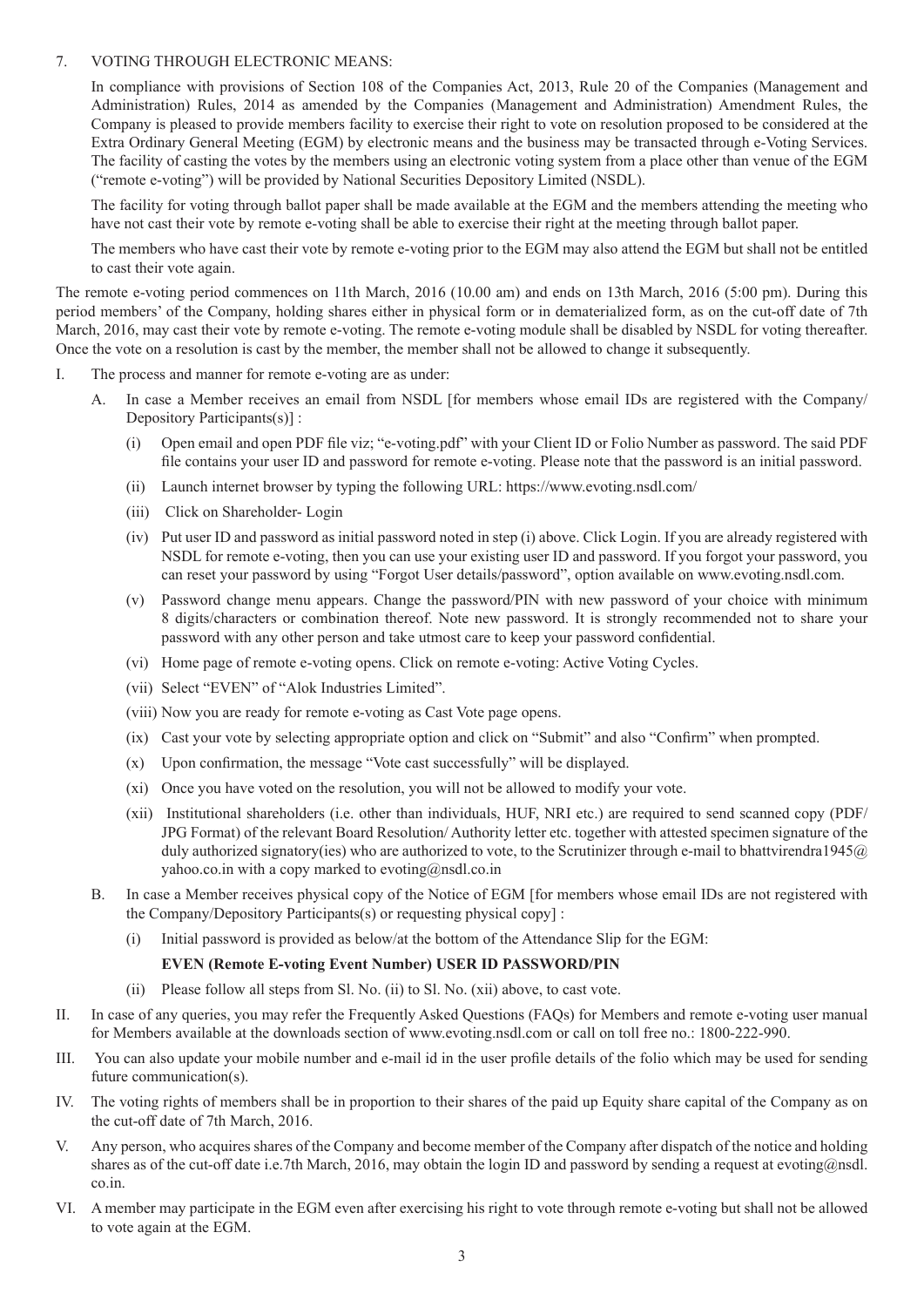7. VOTING THROUGH ELECTRONIC MEANS:

In compliance with provisions of Section 108 of the Companies Act, 2013, Rule 20 of the Companies (Management and Administration) Rules, 2014 as amended by the Companies (Management and Administration) Amendment Rules, the Company is pleased to provide members facility to exercise their right to vote on resolution proposed to be considered at the Extra Ordinary General Meeting (EGM) by electronic means and the business may be transacted through e-Voting Services. The facility of casting the votes by the members using an electronic voting system from a place other than venue of the EGM ("remote e-voting") will be provided by National Securities Depository Limited (NSDL).

The facility for voting through ballot paper shall be made available at the EGM and the members attending the meeting who have not cast their vote by remote e-voting shall be able to exercise their right at the meeting through ballot paper.

The members who have cast their vote by remote e-voting prior to the EGM may also attend the EGM but shall not be entitled to cast their vote again.

The remote e-voting period commences on 11th March, 2016 (10.00 am) and ends on 13th March, 2016 (5:00 pm). During this period members' of the Company, holding shares either in physical form or in dematerialized form, as on the cut-off date of 7th March, 2016, may cast their vote by remote e-voting. The remote e-voting module shall be disabled by NSDL for voting thereafter. Once the vote on a resolution is cast by the member, the member shall not be allowed to change it subsequently.

I. The process and manner for remote e-voting are as under:

   A. In case a Member receives an email from NSDL [for members whose email IDs are registered with the Company/ Depository Participants(s)] :

      (i) Open email and open PDF file viz; "e-voting.pdf" with your Client ID or Folio Number as password. The said PDF file contains your user ID and password for remote e-voting. Please note that the password is an initial password.

      (ii) Launch internet browser by typing the following URL: https://www.evoting.nsdl.com/

      (iii) Click on Shareholder- Login

      (iv) Put user ID and password as initial password noted in step (i) above. Click Login. If you are already registered with NSDL for remote e-voting, then you can use your existing user ID and password. If you forgot your password, you can reset your password by using "Forgot User details/password", option available on www.evoting.nsdl.com.

      (v) Password change menu appears. Change the password/PIN with new password of your choice with minimum 8 digits/characters or combination thereof. Note new password. It is strongly recommended not to share your password with any other person and take utmost care to keep your password confidential.

      (vi) Home page of remote e-voting opens. Click on remote e-voting: Active Voting Cycles.

      (vii) Select "EVEN" of "Alok Industries Limited".

      (viii) Now you are ready for remote e-voting as Cast Vote page opens.

      (ix) Cast your vote by selecting appropriate option and click on "Submit" and also "Confirm" when prompted.

      (x) Upon confirmation, the message "Vote cast successfully" will be displayed.

      (xi) Once you have voted on the resolution, you will not be allowed to modify your vote.

      (xii) Institutional shareholders (i.e. other than individuals, HUF, NRI etc.) are required to send scanned copy (PDF/ JPG Format) of the relevant Board Resolution/ Authority letter etc. together with attested specimen signature of the duly authorized signatory(ies) who are authorized to vote, to the Scrutinizer through e-mail to bhattvirendra1945@yahoo.co.in with a copy marked to evoting@nsdl.co.in

   B. In case a Member receives physical copy of the Notice of EGM [for members whose email IDs are not registered with the Company/Depository Participants(s) or requesting physical copy] :

      (i) Initial password is provided as below/at the bottom of the Attendance Slip for the EGM:

      **EVEN (Remote E-voting Event Number) USER ID PASSWORD/PIN**

      (ii) Please follow all steps from Sl. No. (ii) to Sl. No. (xii) above, to cast vote.

II. In case of any queries, you may refer the Frequently Asked Questions (FAQs) for Members and remote e-voting user manual for Members available at the downloads section of www.evoting.nsdl.com or call on toll free no.: 1800-222-990.

III. You can also update your mobile number and e-mail id in the user profile details of the folio which may be used for sending future communication(s).

IV. The voting rights of members shall be in proportion to their shares of the paid up Equity share capital of the Company as on the cut-off date of 7th March, 2016.

V. Any person, who acquires shares of the Company and become member of the Company after dispatch of the notice and holding shares as of the cut-off date i.e.7th March, 2016, may obtain the login ID and password by sending a request at evoting@nsdl.co.in.

VI. A member may participate in the EGM even after exercising his right to vote through remote e-voting but shall not be allowed to vote again at the EGM.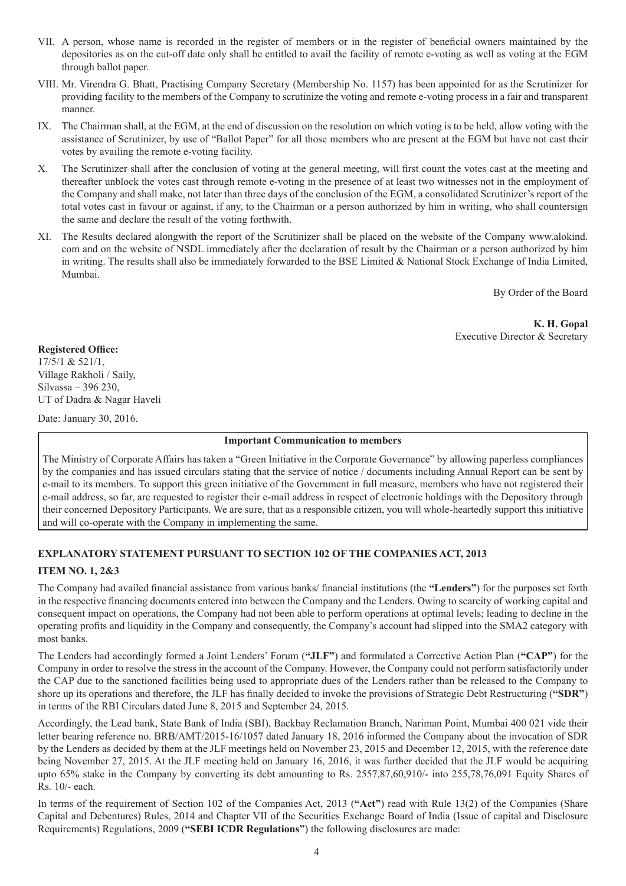VII. A person, whose name is recorded in the register of members or in the register of beneficial owners maintained by the depositories as on the cut-off date only shall be entitled to avail the facility of remote e-voting as well as voting at the EGM through ballot paper.

VIII. Mr. Virendra G. Bhatt, Practising Company Secretary (Membership No. 1157) has been appointed for as the Scrutinizer for providing facility to the members of the Company to scrutinize the voting and remote e-voting process in a fair and transparent manner.

IX. The Chairman shall, at the EGM, at the end of discussion on the resolution on which voting is to be held, allow voting with the assistance of Scrutinizer, by use of "Ballot Paper" for all those members who are present at the EGM but have not cast their votes by availing the remote e-voting facility.

X. The Scrutinizer shall after the conclusion of voting at the general meeting, will first count the votes cast at the meeting and thereafter unblock the votes cast through remote e-voting in the presence of at least two witnesses not in the employment of the Company and shall make, not later than three days of the conclusion of the EGM, a consolidated Scrutinizer's report of the total votes cast in favour or against, if any, to the Chairman or a person authorized by him in writing, who shall countersign the same and declare the result of the voting forthwith.

XI. The Results declared alongwith the report of the Scrutinizer shall be placed on the website of the Company www.alokind.com and on the website of NSDL immediately after the declaration of result by the Chairman or a person authorized by him in writing. The results shall also be immediately forwarded to the BSE Limited & National Stock Exchange of India Limited, Mumbai.

By Order of the Board

**K. H. Gopal**
Executive Director & Secretary

**Registered Office:**
17/5/1 & 521/1,
Village Rakholi / Saily,
Silvassa – 396 230,
UT of Dadra & Nagar Haveli

Date: January 30, 2016.

**Important Communication to members**

The Ministry of Corporate Affairs has taken a "Green Initiative in the Corporate Governance" by allowing paperless compliances by the companies and has issued circulars stating that the service of notice / documents including Annual Report can be sent by e-mail to its members. To support this green initiative of the Government in full measure, members who have not registered their e-mail address, so far, are requested to register their e-mail address in respect of electronic holdings with the Depository through their concerned Depository Participants. We are sure, that as a responsible citizen, you will whole-heartedly support this initiative and will co-operate with the Company in implementing the same.

## EXPLANATORY STATEMENT PURSUANT TO SECTION 102 OF THE COMPANIES ACT, 2013

### ITEM NO. 1, 2&3

The Company had availed financial assistance from various banks/ financial institutions (the **"Lenders"**) for the purposes set forth in the respective financing documents entered into between the Company and the Lenders. Owing to scarcity of working capital and consequent impact on operations, the Company had not been able to perform operations at optimal levels; leading to decline in the operating profits and liquidity in the Company and consequently, the Company's account had slipped into the SMA2 category with most banks.

The Lenders had accordingly formed a Joint Lenders' Forum (**"JLF"**) and formulated a Corrective Action Plan (**"CAP"**) for the Company in order to resolve the stress in the account of the Company. However, the Company could not perform satisfactorily under the CAP due to the sanctioned facilities being used to appropriate dues of the Lenders rather than being released to the Company to shore up its operations and therefore, the JLF has finally decided to invoke the provisions of Strategic Debt Restructuring (**"SDR"**) in terms of the RBI Circulars dated June 8, 2015 and September 24, 2015.

Accordingly, the Lead bank, State Bank of India (SBI), Backbay Reclamation Branch, Nariman Point, Mumbai 400 021 vide their letter bearing reference no. BRB/AMT/2015-16/1057 dated January 18, 2016 informed the Company about the invocation of SDR by the Lenders as decided by them at the JLF meetings held on November 23, 2015 and December 12, 2015, with the reference date being November 27, 2015. At the JLF meeting held on January 16, 2016, it was further decided that the JLF would be acquiring upto 65% stake in the Company by converting its debt amounting to Rs. 2557,87,60,910/- into 255,78,76,091 Equity Shares of Rs. 10/- each.

In terms of the requirement of Section 102 of the Companies Act, 2013 (**"Act"**) read with Rule 13(2) of the Companies (Share Capital and Debentures) Rules, 2014 and Chapter VII of the Securities Exchange Board of India (Issue of capital and Disclosure Requirements) Regulations, 2009 (**"SEBI ICDR Regulations"**) the following disclosures are made: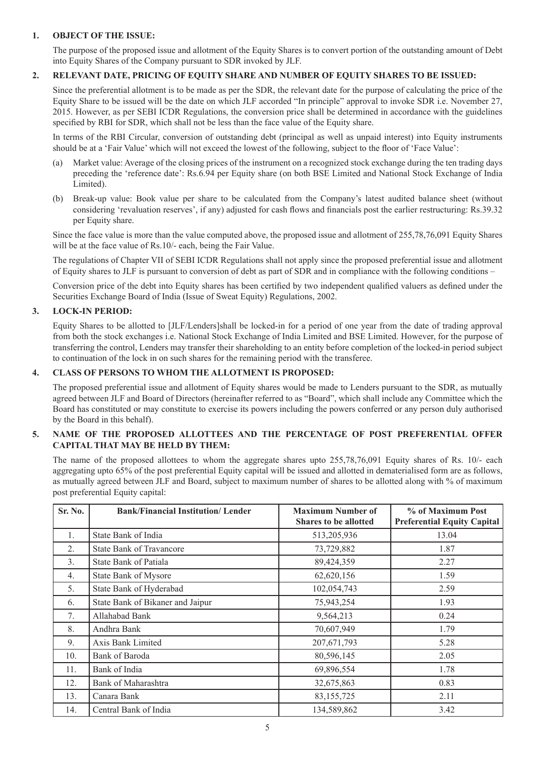**1. OBJECT OF THE ISSUE:**

The purpose of the proposed issue and allotment of the Equity Shares is to convert portion of the outstanding amount of Debt into Equity Shares of the Company pursuant to SDR invoked by JLF.

**2. RELEVANT DATE, PRICING OF EQUITY SHARE AND NUMBER OF EQUITY SHARES TO BE ISSUED:**

Since the preferential allotment is to be made as per the SDR, the relevant date for the purpose of calculating the price of the Equity Share to be issued will be the date on which JLF accorded "In principle" approval to invoke SDR i.e. November 27, 2015. However, as per SEBI ICDR Regulations, the conversion price shall be determined in accordance with the guidelines specified by RBI for SDR, which shall not be less than the face value of the Equity share.

In terms of the RBI Circular, conversion of outstanding debt (principal as well as unpaid interest) into Equity instruments should be at a 'Fair Value' which will not exceed the lowest of the following, subject to the floor of 'Face Value':

(a) Market value: Average of the closing prices of the instrument on a recognized stock exchange during the ten trading days preceding the 'reference date': Rs.6.94 per Equity share (on both BSE Limited and National Stock Exchange of India Limited).

(b) Break-up value: Book value per share to be calculated from the Company's latest audited balance sheet (without considering 'revaluation reserves', if any) adjusted for cash flows and financials post the earlier restructuring: Rs.39.32 per Equity share.

Since the face value is more than the value computed above, the proposed issue and allotment of 255,78,76,091 Equity Shares will be at the face value of Rs.10/- each, being the Fair Value.

The regulations of Chapter VII of SEBI ICDR Regulations shall not apply since the proposed preferential issue and allotment of Equity shares to JLF is pursuant to conversion of debt as part of SDR and in compliance with the following conditions –

Conversion price of the debt into Equity shares has been certified by two independent qualified valuers as defined under the Securities Exchange Board of India (Issue of Sweat Equity) Regulations, 2002.

**3. LOCK-IN PERIOD:**

Equity Shares to be allotted to [JLF/Lenders]shall be locked-in for a period of one year from the date of trading approval from both the stock exchanges i.e. National Stock Exchange of India Limited and BSE Limited. However, for the purpose of transferring the control, Lenders may transfer their shareholding to an entity before completion of the locked-in period subject to continuation of the lock in on such shares for the remaining period with the transferee.

**4. CLASS OF PERSONS TO WHOM THE ALLOTMENT IS PROPOSED:**

The proposed preferential issue and allotment of Equity shares would be made to Lenders pursuant to the SDR, as mutually agreed between JLF and Board of Directors (hereinafter referred to as "Board", which shall include any Committee which the Board has constituted or may constitute to exercise its powers including the powers conferred or any person duly authorised by the Board in this behalf).

**5. NAME OF THE PROPOSED ALLOTTEES AND THE PERCENTAGE OF POST PREFERENTIAL OFFER CAPITAL THAT MAY BE HELD BY THEM:**

The name of the proposed allottees to whom the aggregate shares upto 255,78,76,091 Equity shares of Rs. 10/- each aggregating upto 65% of the post preferential Equity capital will be issued and allotted in dematerialised form are as follows, as mutually agreed between JLF and Board, subject to maximum number of shares to be allotted along with % of maximum post preferential Equity capital:

| Sr. No. | Bank/Financial Institution/ Lender | Maximum Number of Shares to be allotted | % of Maximum Post Preferential Equity Capital |
|---|---|---|---|
| 1. | State Bank of India | 513,205,936 | 13.04 |
| 2. | State Bank of Travancore | 73,729,882 | 1.87 |
| 3. | State Bank of Patiala | 89,424,359 | 2.27 |
| 4. | State Bank of Mysore | 62,620,156 | 1.59 |
| 5. | State Bank of Hyderabad | 102,054,743 | 2.59 |
| 6. | State Bank of Bikaner and Jaipur | 75,943,254 | 1.93 |
| 7. | Allahabad Bank | 9,564,213 | 0.24 |
| 8. | Andhra Bank | 70,607,949 | 1.79 |
| 9. | Axis Bank Limited | 207,671,793 | 5.28 |
| 10. | Bank of Baroda | 80,596,145 | 2.05 |
| 11. | Bank of India | 69,896,554 | 1.78 |
| 12. | Bank of Maharashtra | 32,675,863 | 0.83 |
| 13. | Canara Bank | 83,155,725 | 2.11 |
| 14. | Central Bank of India | 134,589,862 | 3.42 |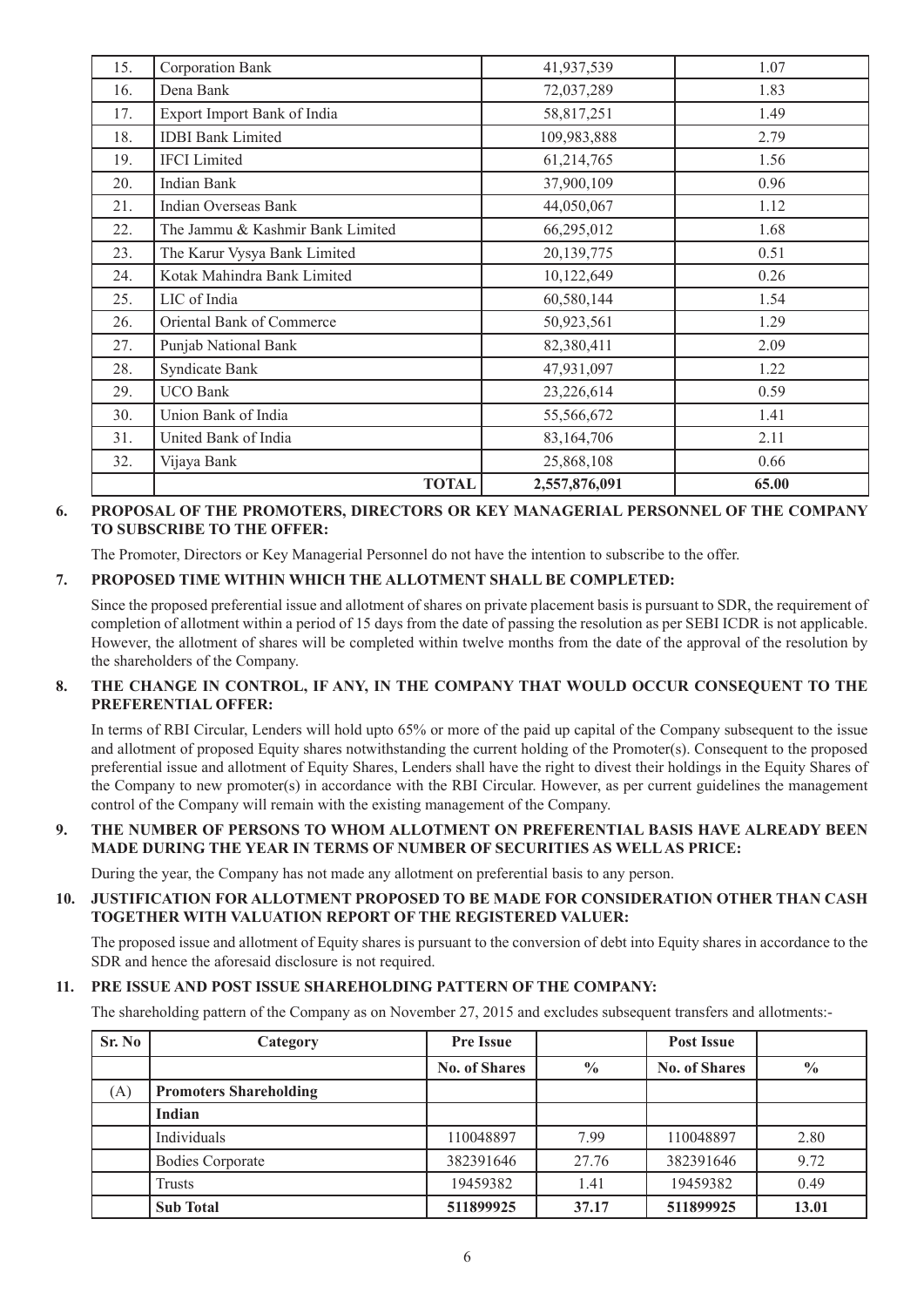| 15. | Corporation Bank | 41,937,539 | 1.07 |
|---|---|---|---|
| 16. | Dena Bank | 72,037,289 | 1.83 |
| 17. | Export Import Bank of India | 58,817,251 | 1.49 |
| 18. | IDBI Bank Limited | 109,983,888 | 2.79 |
| 19. | IFCI Limited | 61,214,765 | 1.56 |
| 20. | Indian Bank | 37,900,109 | 0.96 |
| 21. | Indian Overseas Bank | 44,050,067 | 1.12 |
| 22. | The Jammu & Kashmir Bank Limited | 66,295,012 | 1.68 |
| 23. | The Karur Vysya Bank Limited | 20,139,775 | 0.51 |
| 24. | Kotak Mahindra Bank Limited | 10,122,649 | 0.26 |
| 25. | LIC of India | 60,580,144 | 1.54 |
| 26. | Oriental Bank of Commerce | 50,923,561 | 1.29 |
| 27. | Punjab National Bank | 82,380,411 | 2.09 |
| 28. | Syndicate Bank | 47,931,097 | 1.22 |
| 29. | UCO Bank | 23,226,614 | 0.59 |
| 30. | Union Bank of India | 55,566,672 | 1.41 |
| 31. | United Bank of India | 83,164,706 | 2.11 |
| 32. | Vijaya Bank | 25,868,108 | 0.66 |
| | **TOTAL** | **2,557,876,091** | **65.00** |

**6. PROPOSAL OF THE PROMOTERS, DIRECTORS OR KEY MANAGERIAL PERSONNEL OF THE COMPANY TO SUBSCRIBE TO THE OFFER:**

The Promoter, Directors or Key Managerial Personnel do not have the intention to subscribe to the offer.

**7. PROPOSED TIME WITHIN WHICH THE ALLOTMENT SHALL BE COMPLETED:**

Since the proposed preferential issue and allotment of shares on private placement basis is pursuant to SDR, the requirement of completion of allotment within a period of 15 days from the date of passing the resolution as per SEBI ICDR is not applicable. However, the allotment of shares will be completed within twelve months from the date of the approval of the resolution by the shareholders of the Company.

**8. THE CHANGE IN CONTROL, IF ANY, IN THE COMPANY THAT WOULD OCCUR CONSEQUENT TO THE PREFERENTIAL OFFER:**

In terms of RBI Circular, Lenders will hold upto 65% or more of the paid up capital of the Company subsequent to the issue and allotment of proposed Equity shares notwithstanding the current holding of the Promoter(s). Consequent to the proposed preferential issue and allotment of Equity Shares, Lenders shall have the right to divest their holdings in the Equity Shares of the Company to new promoter(s) in accordance with the RBI Circular. However, as per current guidelines the management control of the Company will remain with the existing management of the Company.

**9. THE NUMBER OF PERSONS TO WHOM ALLOTMENT ON PREFERENTIAL BASIS HAVE ALREADY BEEN MADE DURING THE YEAR IN TERMS OF NUMBER OF SECURITIES AS WELL AS PRICE:**

During the year, the Company has not made any allotment on preferential basis to any person.

**10. JUSTIFICATION FOR ALLOTMENT PROPOSED TO BE MADE FOR CONSIDERATION OTHER THAN CASH TOGETHER WITH VALUATION REPORT OF THE REGISTERED VALUER:**

The proposed issue and allotment of Equity shares is pursuant to the conversion of debt into Equity shares in accordance to the SDR and hence the aforesaid disclosure is not required.

**11. PRE ISSUE AND POST ISSUE SHAREHOLDING PATTERN OF THE COMPANY:**

The shareholding pattern of the Company as on November 27, 2015 and excludes subsequent transfers and allotments:-

| Sr. No | Category | Pre Issue | | Post Issue | |
|---|---|---|---|---|---|
| | | No. of Shares | % | No. of Shares | % |
| (A) | **Promoters Shareholding** | | | | |
| | **Indian** | | | | |
| | Individuals | 110048897 | 7.99 | 110048897 | 2.80 |
| | Bodies Corporate | 382391646 | 27.76 | 382391646 | 9.72 |
| | Trusts | 19459382 | 1.41 | 19459382 | 0.49 |
| | **Sub Total** | **511899925** | **37.17** | **511899925** | **13.01** |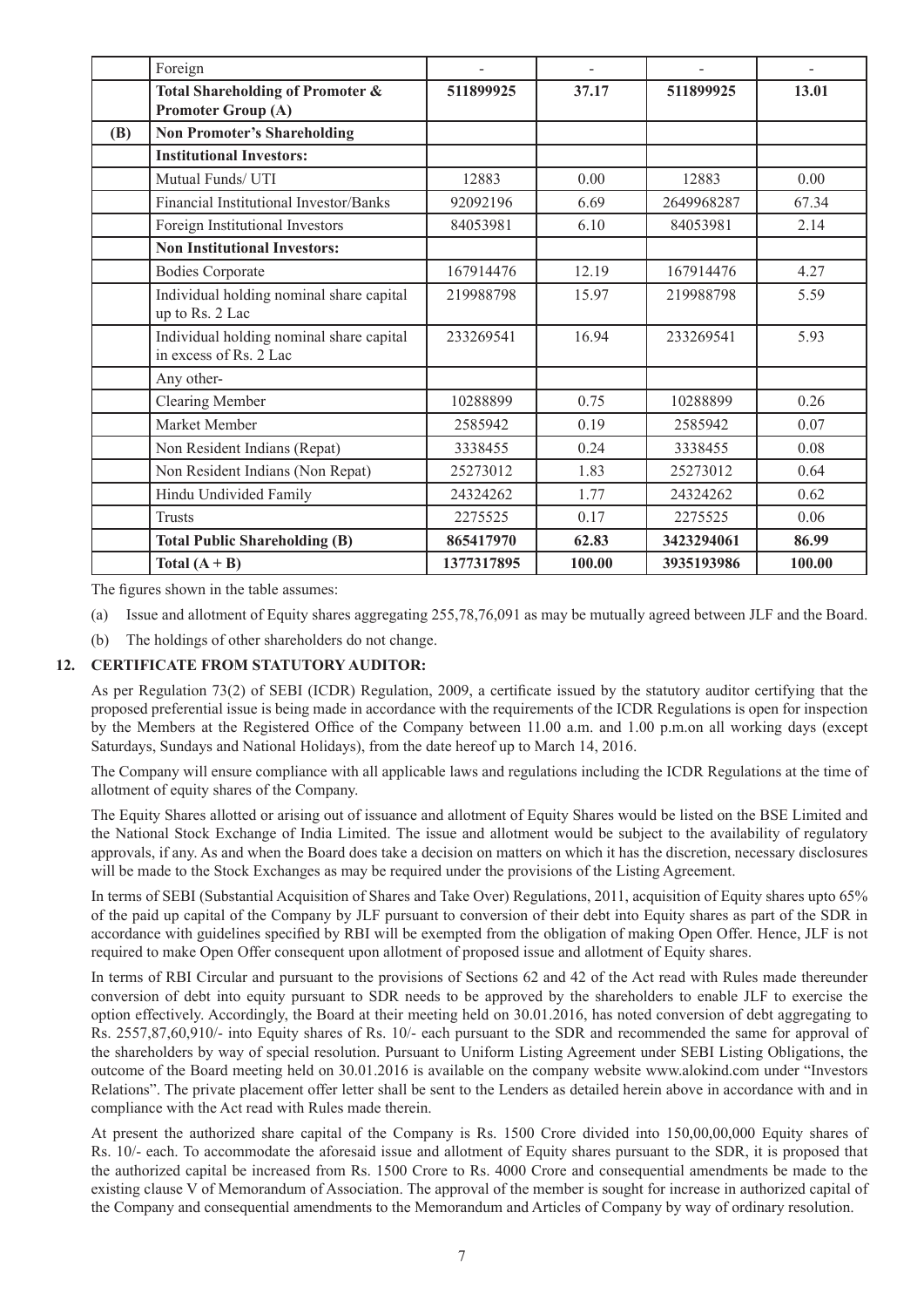| | Foreign | - | - | - | - |
|---|---|---|---|---|---|
| | **Total Shareholding of Promoter & Promoter Group (A)** | **511899925** | **37.17** | **511899925** | **13.01** |
| **(B)** | **Non Promoter's Shareholding** | | | | |
| | **Institutional Investors:** | | | | |
| | Mutual Funds/ UTI | 12883 | 0.00 | 12883 | 0.00 |
| | Financial Institutional Investor/Banks | 92092196 | 6.69 | 2649968287 | 67.34 |
| | Foreign Institutional Investors | 84053981 | 6.10 | 84053981 | 2.14 |
| | **Non Institutional Investors:** | | | | |
| | Bodies Corporate | 167914476 | 12.19 | 167914476 | 4.27 |
| | Individual holding nominal share capital up to Rs. 2 Lac | 219988798 | 15.97 | 219988798 | 5.59 |
| | Individual holding nominal share capital in excess of Rs. 2 Lac | 233269541 | 16.94 | 233269541 | 5.93 |
| | Any other- | | | | |
| | Clearing Member | 10288899 | 0.75 | 10288899 | 0.26 |
| | Market Member | 2585942 | 0.19 | 2585942 | 0.07 |
| | Non Resident Indians (Repat) | 3338455 | 0.24 | 3338455 | 0.08 |
| | Non Resident Indians (Non Repat) | 25273012 | 1.83 | 25273012 | 0.64 |
| | Hindu Undivided Family | 24324262 | 1.77 | 24324262 | 0.62 |
| | Trusts | 2275525 | 0.17 | 2275525 | 0.06 |
| | **Total Public Shareholding (B)** | **865417970** | **62.83** | **3423294061** | **86.99** |
| | **Total (A + B)** | **1377317895** | **100.00** | **3935193986** | **100.00** |

The figures shown in the table assumes:

(a) Issue and allotment of Equity shares aggregating 255,78,76,091 as may be mutually agreed between JLF and the Board.

(b) The holdings of other shareholders do not change.

**12. CERTIFICATE FROM STATUTORY AUDITOR:**

As per Regulation 73(2) of SEBI (ICDR) Regulation, 2009, a certificate issued by the statutory auditor certifying that the proposed preferential issue is being made in accordance with the requirements of the ICDR Regulations is open for inspection by the Members at the Registered Office of the Company between 11.00 a.m. and 1.00 p.m.on all working days (except Saturdays, Sundays and National Holidays), from the date hereof up to March 14, 2016.

The Company will ensure compliance with all applicable laws and regulations including the ICDR Regulations at the time of allotment of equity shares of the Company.

The Equity Shares allotted or arising out of issuance and allotment of Equity Shares would be listed on the BSE Limited and the National Stock Exchange of India Limited. The issue and allotment would be subject to the availability of regulatory approvals, if any. As and when the Board does take a decision on matters on which it has the discretion, necessary disclosures will be made to the Stock Exchanges as may be required under the provisions of the Listing Agreement.

In terms of SEBI (Substantial Acquisition of Shares and Take Over) Regulations, 2011, acquisition of Equity shares upto 65% of the paid up capital of the Company by JLF pursuant to conversion of their debt into Equity shares as part of the SDR in accordance with guidelines specified by RBI will be exempted from the obligation of making Open Offer. Hence, JLF is not required to make Open Offer consequent upon allotment of proposed issue and allotment of Equity shares.

In terms of RBI Circular and pursuant to the provisions of Sections 62 and 42 of the Act read with Rules made thereunder conversion of debt into equity pursuant to SDR needs to be approved by the shareholders to enable JLF to exercise the option effectively. Accordingly, the Board at their meeting held on 30.01.2016, has noted conversion of debt aggregating to Rs. 2557,87,60,910/- into Equity shares of Rs. 10/- each pursuant to the SDR and recommended the same for approval of the shareholders by way of special resolution. Pursuant to Uniform Listing Agreement under SEBI Listing Obligations, the outcome of the Board meeting held on 30.01.2016 is available on the company website www.alokind.com under "Investors Relations". The private placement offer letter shall be sent to the Lenders as detailed herein above in accordance with and in compliance with the Act read with Rules made therein.

At present the authorized share capital of the Company is Rs. 1500 Crore divided into 150,00,00,000 Equity shares of Rs. 10/- each. To accommodate the aforesaid issue and allotment of Equity shares pursuant to the SDR, it is proposed that the authorized capital be increased from Rs. 1500 Crore to Rs. 4000 Crore and consequential amendments be made to the existing clause V of Memorandum of Association. The approval of the member is sought for increase in authorized capital of the Company and consequential amendments to the Memorandum and Articles of Company by way of ordinary resolution.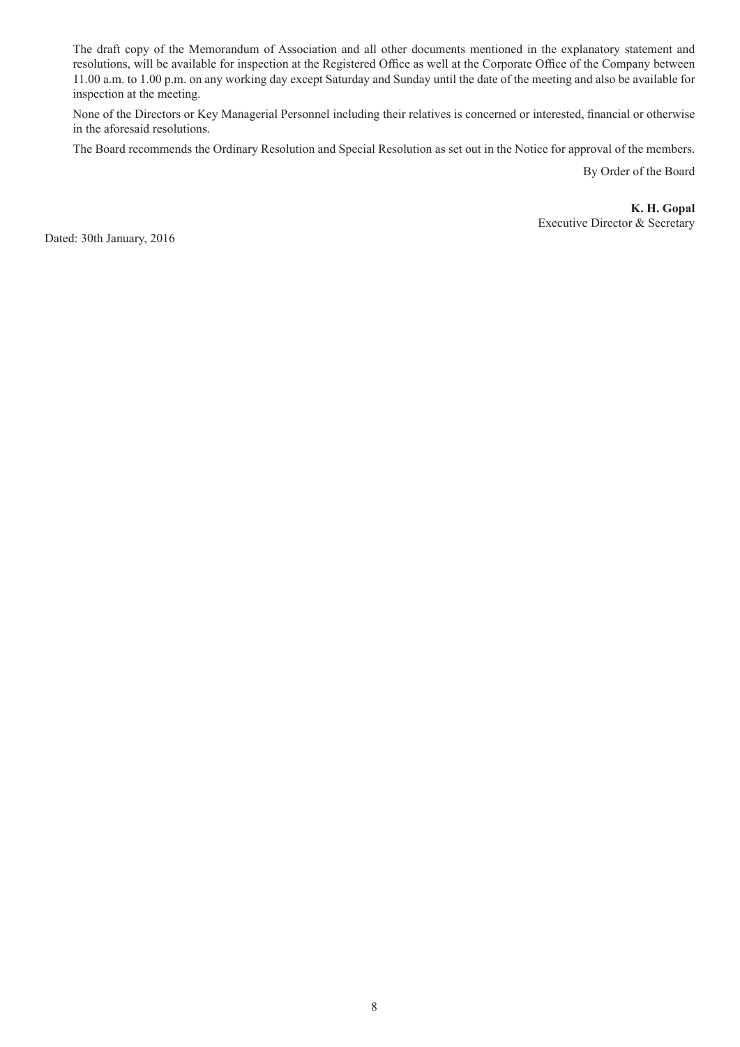The draft copy of the Memorandum of Association and all other documents mentioned in the explanatory statement and resolutions, will be available for inspection at the Registered Office as well at the Corporate Office of the Company between 11.00 a.m. to 1.00 p.m. on any working day except Saturday and Sunday until the date of the meeting and also be available for inspection at the meeting.

None of the Directors or Key Managerial Personnel including their relatives is concerned or interested, financial or otherwise in the aforesaid resolutions.

The Board recommends the Ordinary Resolution and Special Resolution as set out in the Notice for approval of the members.

By Order of the Board

**K. H. Gopal**
Executive Director & Secretary

Dated: 30th January, 2016